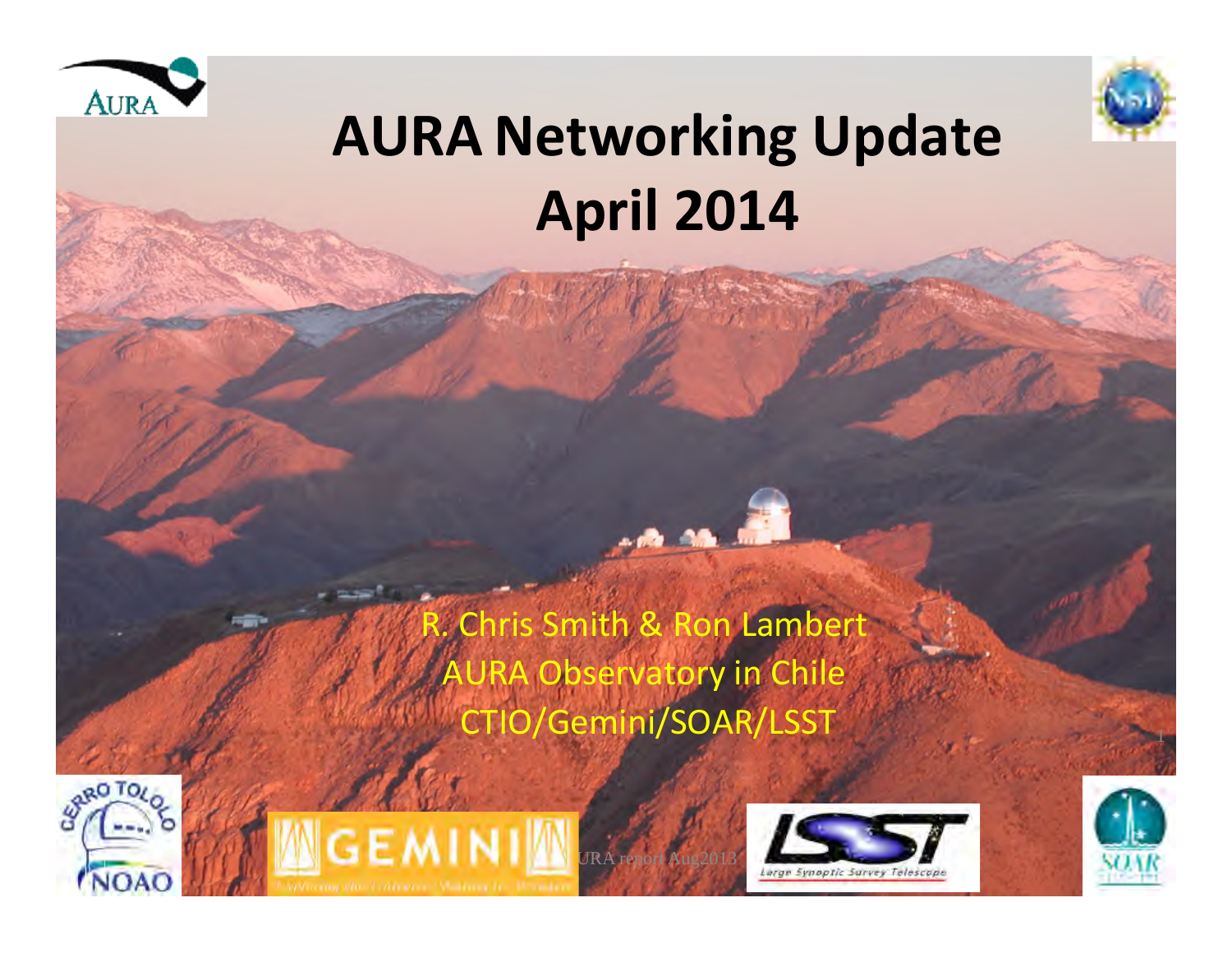# AURA Networking Update
# April 2014

R. Chris Smith & Ron Lambert

AURA Observatory in Chile

CTIO/Gemini/SOAR/LSST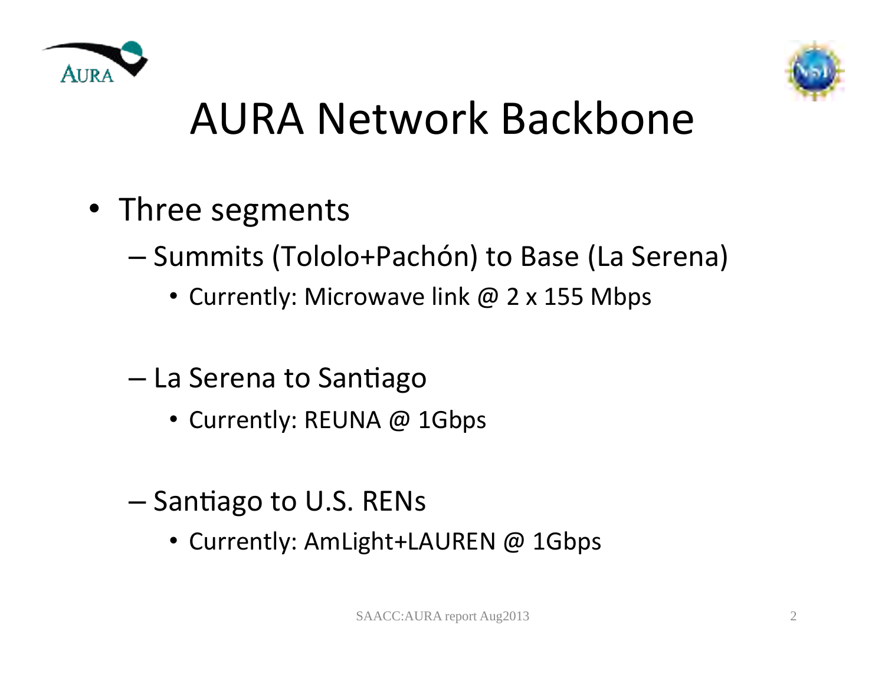# AURA Network Backbone

- Three segments
  - Summits (Tololo+Pachón) to Base (La Serena)
    - Currently: Microwave link @ 2 x 155 Mbps
  - La Serena to Santiago
    - Currently: REUNA @ 1Gbps
  - Santiago to U.S. RENs
    - Currently: AmLight+LAUREN @ 1Gbps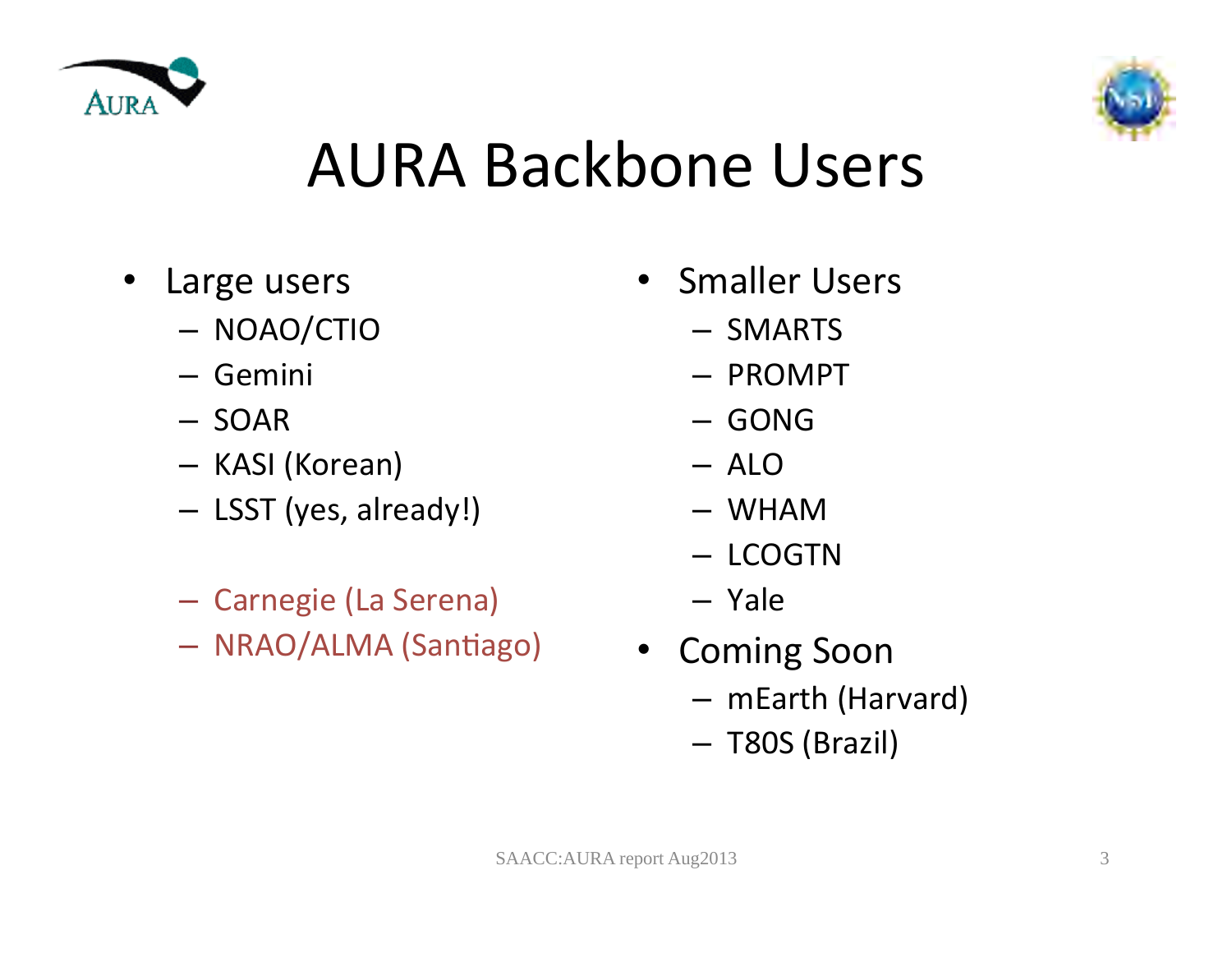# AURA Backbone Users

- Large users
  - NOAO/CTIO
  - Gemini
  - SOAR
  - KASI (Korean)
  - LSST (yes, already!)

  - Carnegie (La Serena)
  - NRAO/ALMA (Santiago)

- Smaller Users
  - SMARTS
  - PROMPT
  - GONG
  - ALO
  - WHAM
  - LCOGTN
  - Yale
- Coming Soon
  - mEarth (Harvard)
  - T80S (Brazil)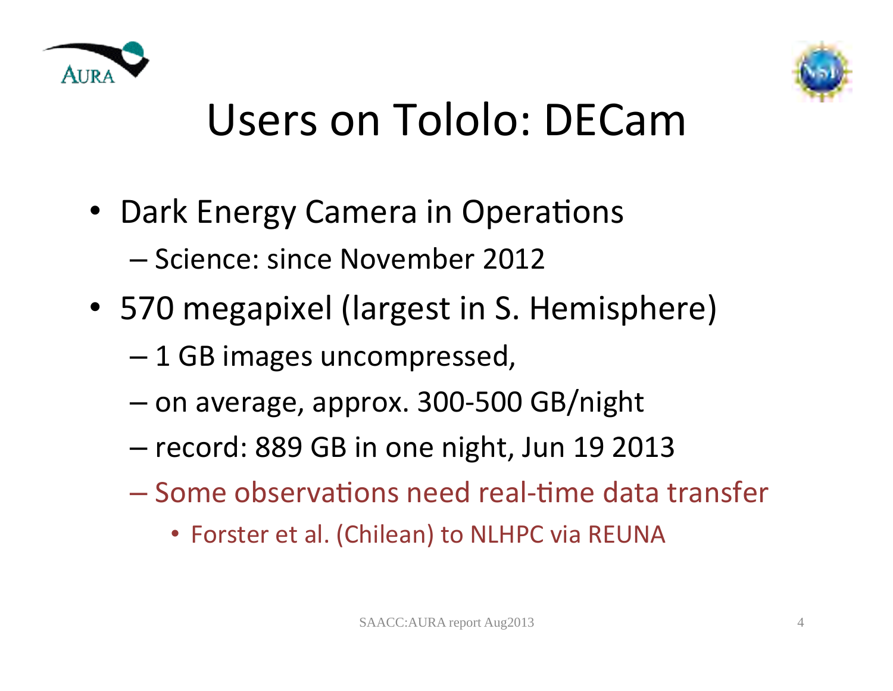# Users on Tololo: DECam

- Dark Energy Camera in Operations
  - Science: since November 2012
- 570 megapixel (largest in S. Hemisphere)
  - 1 GB images uncompressed,
  - on average, approx. 300-500 GB/night
  - record: 889 GB in one night, Jun 19 2013
  - Some observations need real-time data transfer
    - Forster et al. (Chilean) to NLHPC via REUNA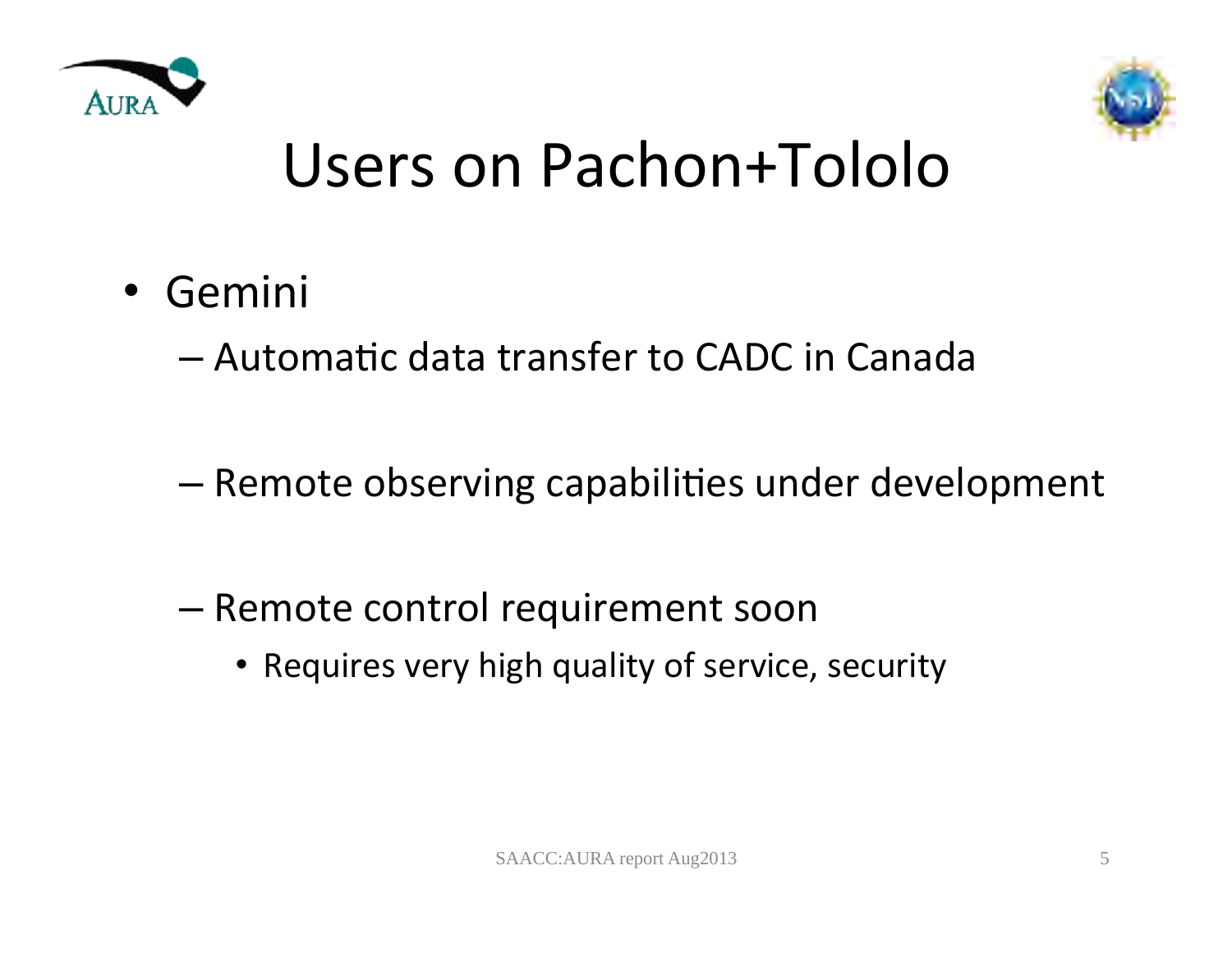# Users on Pachon+Tololo

- Gemini
  - Automatic data transfer to CADC in Canada
  - Remote observing capabilities under development
  - Remote control requirement soon
    - Requires very high quality of service, security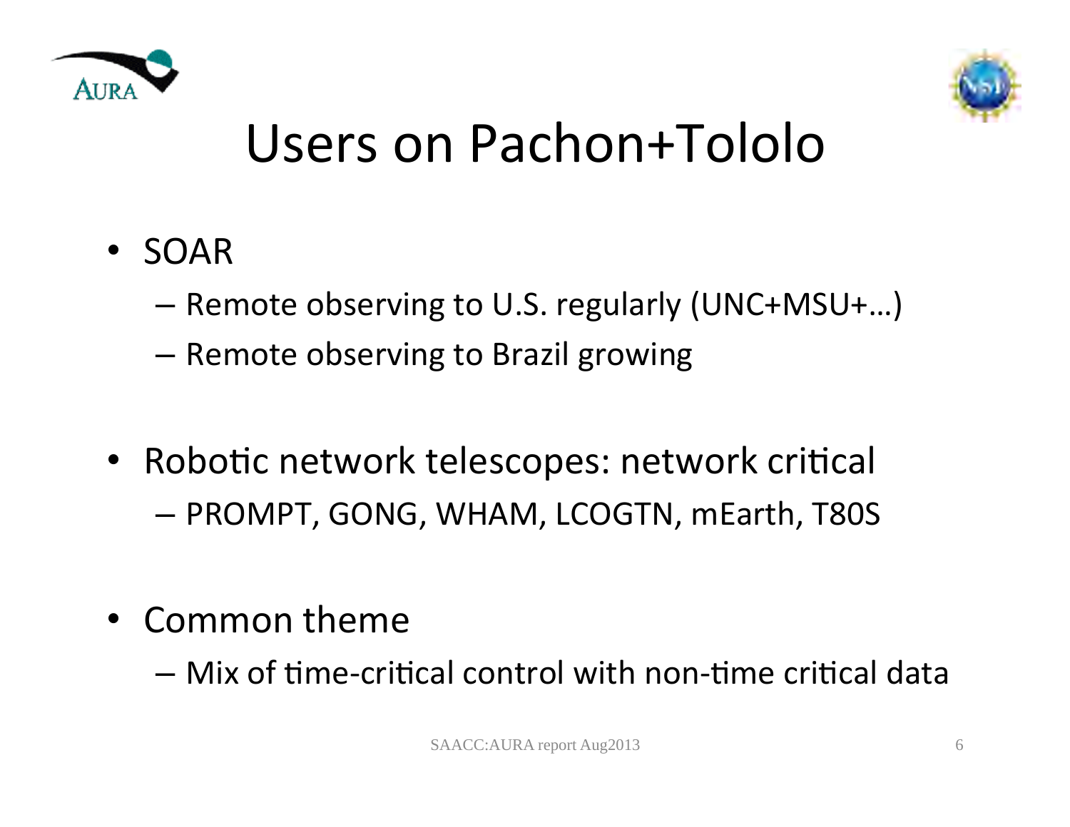# Users on Pachon+Tololo

- SOAR
  - Remote observing to U.S. regularly (UNC+MSU+…)
  - Remote observing to Brazil growing
- Robotic network telescopes: network critical
  - PROMPT, GONG, WHAM, LCOGTN, mEarth, T80S
- Common theme
  - Mix of time-critical control with non-time critical data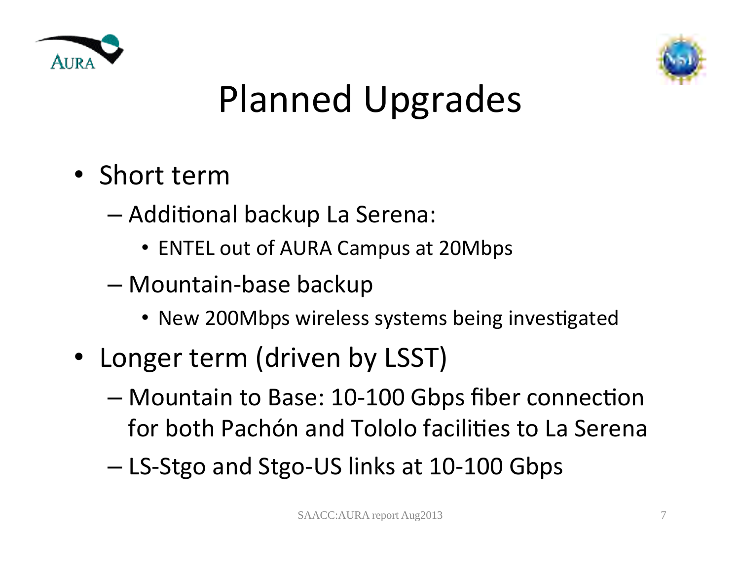# Planned Upgrades

- Short term
  - Additional backup La Serena:
    - ENTEL out of AURA Campus at 20Mbps
  - Mountain-base backup
    - New 200Mbps wireless systems being investigated
- Longer term (driven by LSST)
  - Mountain to Base: 10-100 Gbps fiber connection for both Pachón and Tololo facilities to La Serena
  - LS-Stgo and Stgo-US links at 10-100 Gbps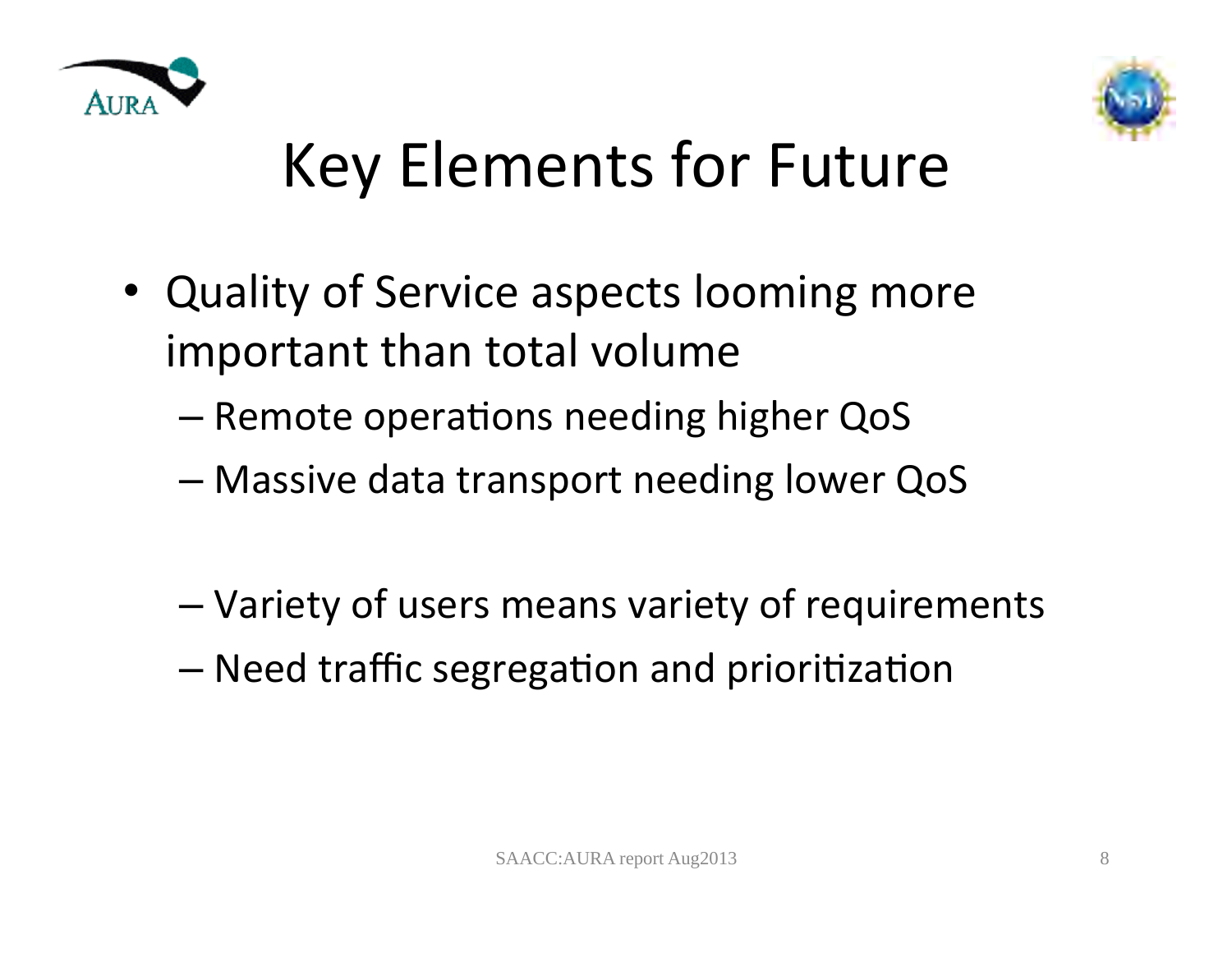# Key Elements for Future

- Quality of Service aspects looming more important than total volume
  - Remote operations needing higher QoS
  - Massive data transport needing lower QoS

  - Variety of users means variety of requirements
  - Need traffic segregation and prioritization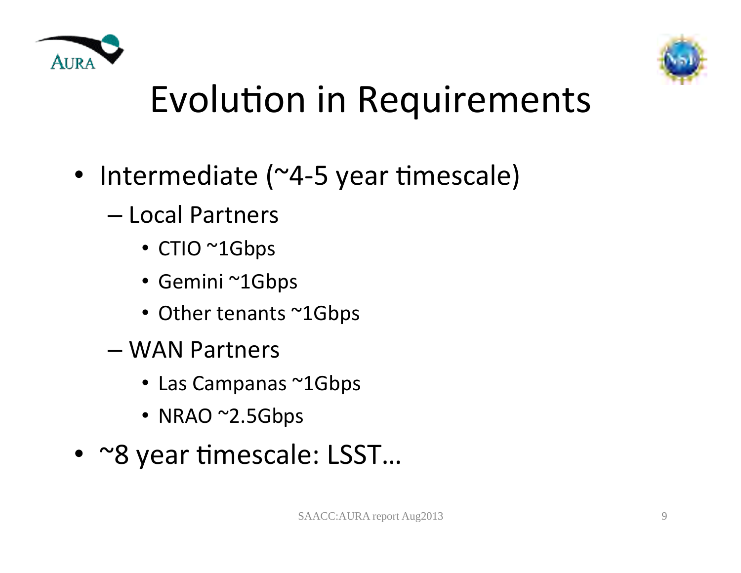# Evolution in Requirements

- Intermediate (~4-5 year timescale)
  - Local Partners
    - CTIO ~1Gbps
    - Gemini ~1Gbps
    - Other tenants ~1Gbps
  - WAN Partners
    - Las Campanas ~1Gbps
    - NRAO ~2.5Gbps
- ~8 year timescale: LSST…